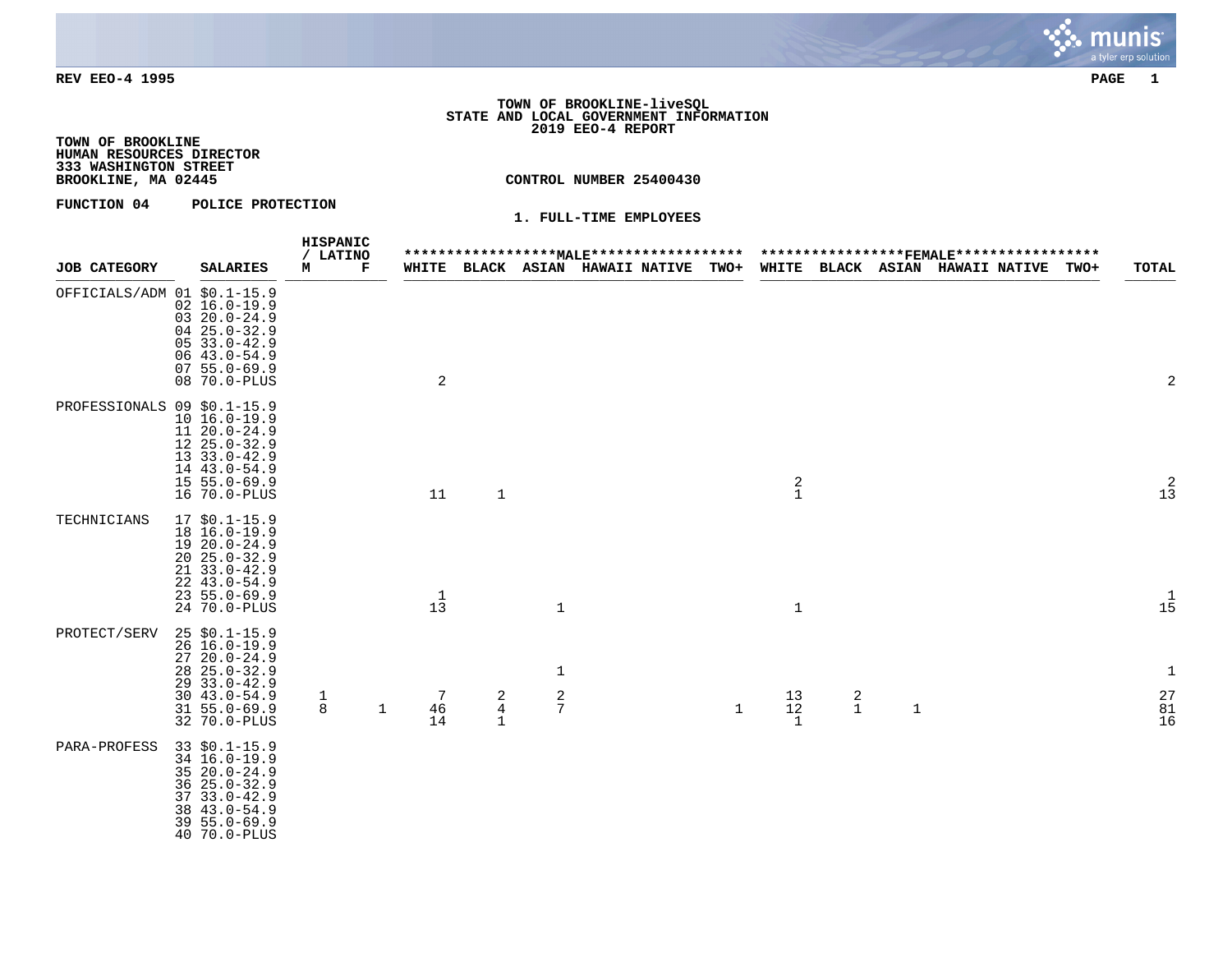REV EEO-4 1995

**TOWN OF BROOKLINE-liveSQL**
**STATE AND LOCAL GOVERNMENT INFORMATION**
**2019 EEO-4 REPORT**

**TOWN OF BROOKLINE**
**HUMAN RESOURCES DIRECTOR**
**333 WASHINGTON STREET**
**BROOKLINE, MA 02445**

**CONTROL NUMBER 25400430**

**FUNCTION 04 POLICE PROTECTION**

**1. FULL-TIME EMPLOYEES**

| JOB CATEGORY | SALARIES | HISPANIC / LATINO M | HISPANIC / LATINO F | MALE WHITE | MALE BLACK | MALE ASIAN | MALE HAWAII NATIVE | MALE TWO+ | FEMALE WHITE | FEMALE BLACK | FEMALE ASIAN | FEMALE HAWAII NATIVE | FEMALE TWO+ | TOTAL |
|---|---|---|---|---|---|---|---|---|---|---|---|---|---|---|
| OFFICIALS/ADM | 01 $0.1-15.9 | | | | | | | | | | | | | |
| | 02 16.0-19.9 | | | | | | | | | | | | | |
| | 03 20.0-24.9 | | | | | | | | | | | | | |
| | 04 25.0-32.9 | | | | | | | | | | | | | |
| | 05 33.0-42.9 | | | | | | | | | | | | | |
| | 06 43.0-54.9 | | | | | | | | | | | | | |
| | 07 55.0-69.9 | | | | | | | | | | | | | |
| | 08 70.0-PLUS | | | 2 | | | | | | | | | | 2 |
| PROFESSIONALS | 09 $0.1-15.9 | | | | | | | | | | | | | |
| | 10 16.0-19.9 | | | | | | | | | | | | | |
| | 11 20.0-24.9 | | | | | | | | | | | | | |
| | 12 25.0-32.9 | | | | | | | | | | | | | |
| | 13 33.0-42.9 | | | | | | | | | | | | | |
| | 14 43.0-54.9 | | | | | | | | | | | | | |
| | 15 55.0-69.9 | | | | | | | | 2 | | | | | 2 |
| | 16 70.0-PLUS | | | 11 | 1 | | | | 1 | | | | | 13 |
| TECHNICIANS | 17 $0.1-15.9 | | | | | | | | | | | | | |
| | 18 16.0-19.9 | | | | | | | | | | | | | |
| | 19 20.0-24.9 | | | | | | | | | | | | | |
| | 20 25.0-32.9 | | | | | | | | | | | | | |
| | 21 33.0-42.9 | | | | | | | | | | | | | |
| | 22 43.0-54.9 | | | | | | | | | | | | | |
| | 23 55.0-69.9 | | | 1 | | | | | | | | | | 1 |
| | 24 70.0-PLUS | | | 13 | | 1 | | | 1 | | | | | 15 |
| PROTECT/SERV | 25 $0.1-15.9 | | | | | | | | | | | | | |
| | 26 16.0-19.9 | | | | | | | | | | | | | |
| | 27 20.0-24.9 | | | | | | | | | | | | | |
| | 28 25.0-32.9 | | | | | 1 | | | | | | | | 1 |
| | 29 33.0-42.9 | | | | | | | | | | | | | |
| | 30 43.0-54.9 | 1 | | 7 | 2 | 2 | | | 13 | 2 | | | | 27 |
| | 31 55.0-69.9 | 8 | 1 | 46 | 4 | 7 | | 1 | 12 | 1 | 1 | | | 81 |
| | 32 70.0-PLUS | | | 14 | 1 | | | | 1 | | | | | 16 |
| PARA-PROFESS | 33 $0.1-15.9 | | | | | | | | | | | | | |
| | 34 16.0-19.9 | | | | | | | | | | | | | |
| | 35 20.0-24.9 | | | | | | | | | | | | | |
| | 36 25.0-32.9 | | | | | | | | | | | | | |
| | 37 33.0-42.9 | | | | | | | | | | | | | |
| | 38 43.0-54.9 | | | | | | | | | | | | | |
| | 39 55.0-69.9 | | | | | | | | | | | | | |
| | 40 70.0-PLUS | | | | | | | | | | | | | |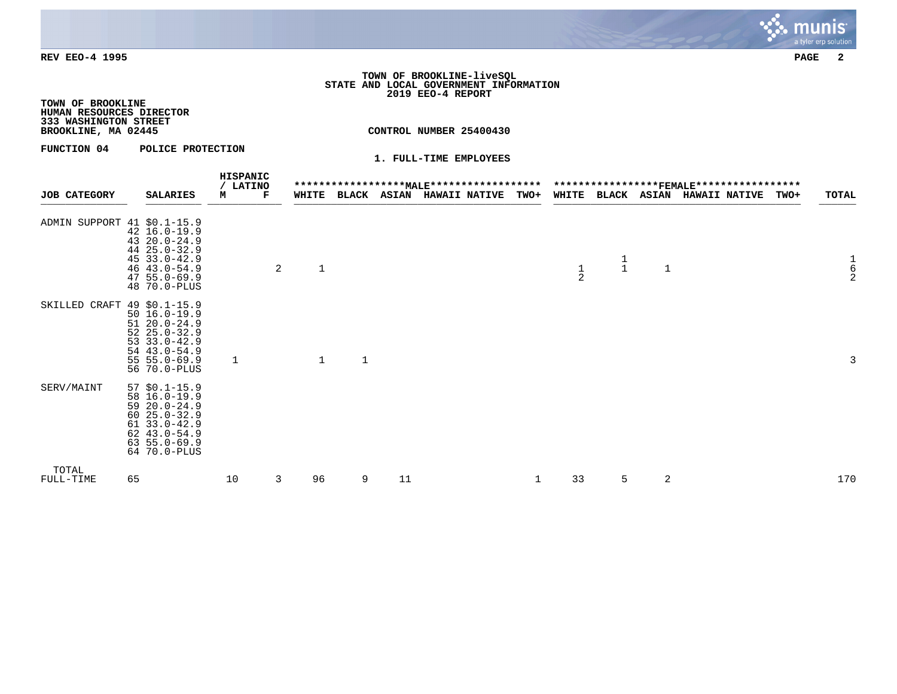**TOWN OF BROOKLINE-liveSQL**
**STATE AND LOCAL GOVERNMENT INFORMATION**
**2019 EEO-4 REPORT**

**TOWN OF BROOKLINE**
**HUMAN RESOURCES DIRECTOR**
**333 WASHINGTON STREET**
**BROOKLINE, MA 02445**

**CONTROL NUMBER 25400430**

**FUNCTION 04 POLICE PROTECTION**

**1. FULL-TIME EMPLOYEES**

| JOB CATEGORY | | SALARIES | HISPANIC / LATINO | | MALE | | | | | FEMALE | | | | | TOTAL |
|---|---|---|---|---|---|---|---|---|---|---|---|---|---|---|---|
| | | | M | F | WHITE | BLACK | ASIAN | HAWAII NATIVE | TWO+ | WHITE | BLACK | ASIAN | HAWAII NATIVE | TWO+ | |
| ADMIN SUPPORT | 41 | $0.1-15.9 | | | | | | | | | | | | | |
| | 42 | 16.0-19.9 | | | | | | | | | | | | | |
| | 43 | 20.0-24.9 | | | | | | | | | | | | | |
| | 44 | 25.0-32.9 | | | | | | | | | | | | | |
| | 45 | 33.0-42.9 | | | | | | | | | 1 | | | | 1 |
| | 46 | 43.0-54.9 | | 2 | 1 | | | | | 1 | 1 | 1 | | | 6 |
| | 47 | 55.0-69.9 | | | | | | | | 2 | | | | | 2 |
| | 48 | 70.0-PLUS | | | | | | | | | | | | | |
| SKILLED CRAFT | 49 | $0.1-15.9 | | | | | | | | | | | | | |
| | 50 | 16.0-19.9 | | | | | | | | | | | | | |
| | 51 | 20.0-24.9 | | | | | | | | | | | | | |
| | 52 | 25.0-32.9 | | | | | | | | | | | | | |
| | 53 | 33.0-42.9 | | | | | | | | | | | | | |
| | 54 | 43.0-54.9 | | | | | | | | | | | | | |
| | 55 | 55.0-69.9 | 1 | | 1 | 1 | | | | | | | | | 3 |
| | 56 | 70.0-PLUS | | | | | | | | | | | | | |
| SERV/MAINT | 57 | $0.1-15.9 | | | | | | | | | | | | | |
| | 58 | 16.0-19.9 | | | | | | | | | | | | | |
| | 59 | 20.0-24.9 | | | | | | | | | | | | | |
| | 60 | 25.0-32.9 | | | | | | | | | | | | | |
| | 61 | 33.0-42.9 | | | | | | | | | | | | | |
| | 62 | 43.0-54.9 | | | | | | | | | | | | | |
| | 63 | 55.0-69.9 | | | | | | | | | | | | | |
| | 64 | 70.0-PLUS | | | | | | | | | | | | | |
| TOTAL FULL-TIME | 65 | | 10 | 3 | 96 | 9 | 11 | | 1 | 33 | 5 | 2 | | | 170 |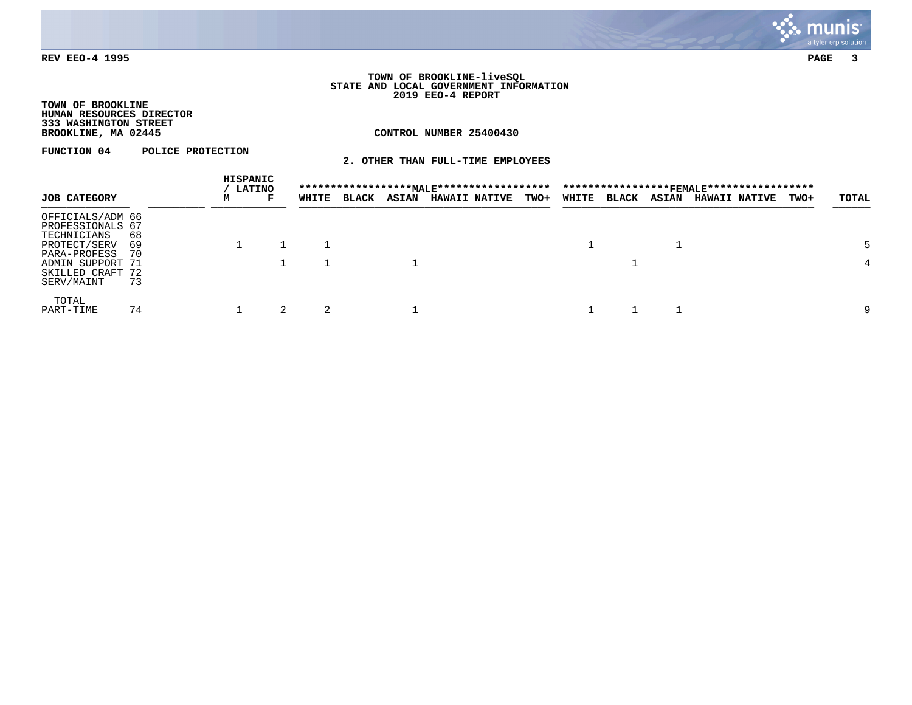**TOWN OF BROOKLINE-liveSQL**
**STATE AND LOCAL GOVERNMENT INFORMATION**
**2019 EEO-4 REPORT**

**TOWN OF BROOKLINE**
**HUMAN RESOURCES DIRECTOR**
**333 WASHINGTON STREET**
**BROOKLINE, MA 02445**

**CONTROL NUMBER 25400430**

**FUNCTION 04 POLICE PROTECTION**

**2. OTHER THAN FULL-TIME EMPLOYEES**

| JOB CATEGORY | | HISPANIC / LATINO | | MALE | | | | | FEMALE | | | | | TOTAL |
|---|---|---|---|---|---|---|---|---|---|---|---|---|---|---|
| | | M | F | WHITE | BLACK | ASIAN | HAWAII NATIVE | TWO+ | WHITE | BLACK | ASIAN | HAWAII NATIVE | TWO+ | |
| OFFICIALS/ADM | 66 | | | | | | | | | | | | | |
| PROFESSIONALS | 67 | | | | | | | | | | | | | |
| TECHNICIANS | 68 | | | | | | | | | | | | | |
| PROTECT/SERV | 69 | 1 | 1 | 1 | | | | | 1 | | 1 | | | 5 |
| PARA-PROFESS | 70 | | | | | | | | | | | | | |
| ADMIN SUPPORT | 71 | | 1 | 1 | | 1 | | | | 1 | | | | 4 |
| SKILLED CRAFT | 72 | | | | | | | | | | | | | |
| SERV/MAINT | 73 | | | | | | | | | | | | | |
| TOTAL PART-TIME | 74 | 1 | 2 | 2 | | 1 | | | 1 | 1 | 1 | | | 9 |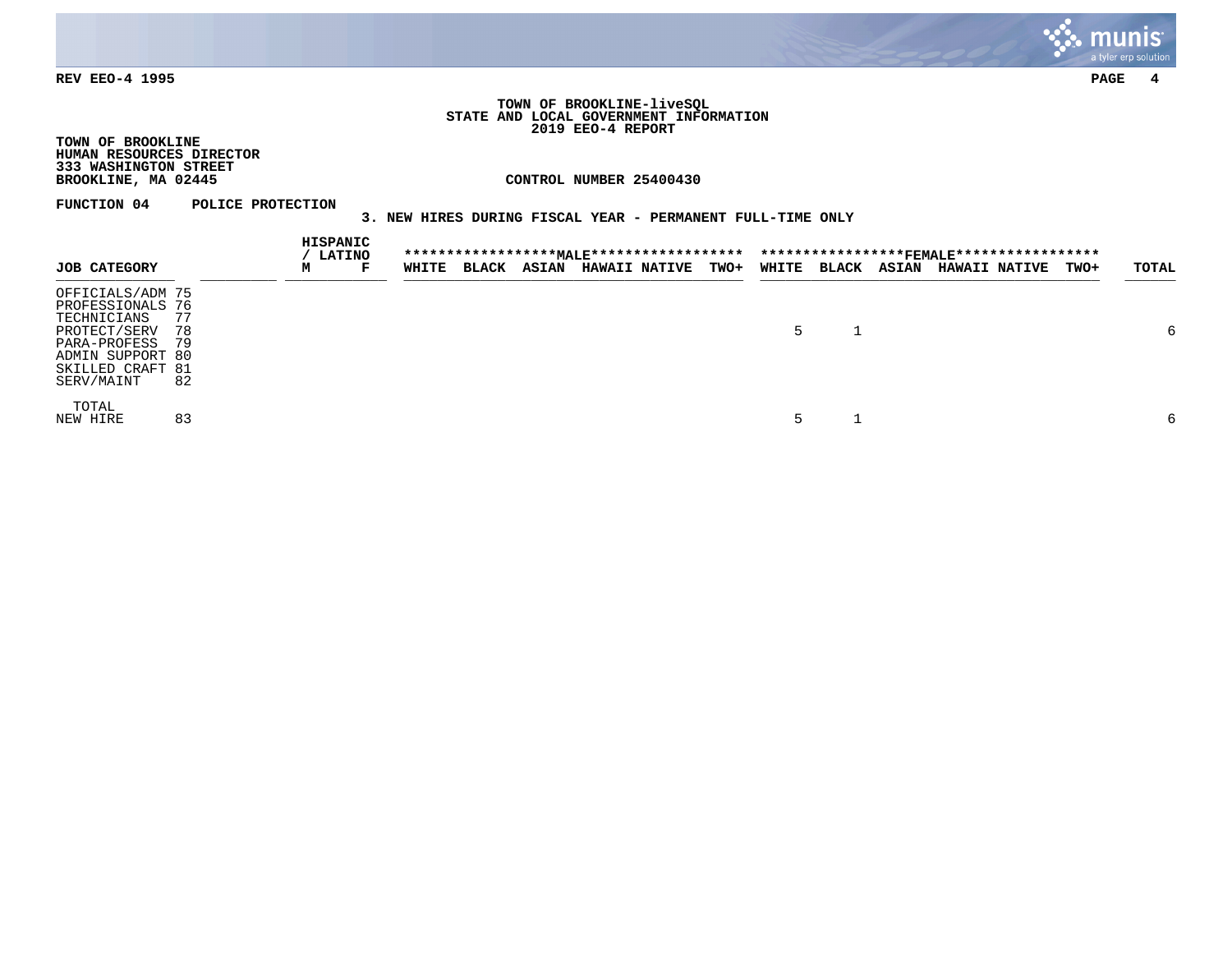REV EEO-4 1995

**TOWN OF BROOKLINE-liveSQL**
**STATE AND LOCAL GOVERNMENT INFORMATION**
**2019 EEO-4 REPORT**

**TOWN OF BROOKLINE**
**HUMAN RESOURCES DIRECTOR**
**333 WASHINGTON STREET**
**BROOKLINE, MA 02445**

**CONTROL NUMBER 25400430**

**FUNCTION 04 POLICE PROTECTION**

**3. NEW HIRES DURING FISCAL YEAR - PERMANENT FULL-TIME ONLY**

| JOB CATEGORY | | HISPANIC / LATINO M | HISPANIC / LATINO F | MALE WHITE | MALE BLACK | MALE ASIAN | MALE HAWAII NATIVE | MALE TWO+ | FEMALE WHITE | FEMALE BLACK | FEMALE ASIAN | FEMALE HAWAII NATIVE | FEMALE TWO+ | TOTAL |
|---|---|---|---|---|---|---|---|---|---|---|---|---|---|---|
| OFFICIALS/ADM | 75 | | | | | | | | | | | | | |
| PROFESSIONALS | 76 | | | | | | | | | | | | | |
| TECHNICIANS | 77 | | | | | | | | | | | | | |
| PROTECT/SERV | 78 | | | | | | | | 5 | 1 | | | | 6 |
| PARA-PROFESS | 79 | | | | | | | | | | | | | |
| ADMIN SUPPORT | 80 | | | | | | | | | | | | | |
| SKILLED CRAFT | 81 | | | | | | | | | | | | | |
| SERV/MAINT | 82 | | | | | | | | | | | | | |
| TOTAL NEW HIRE | 83 | | | | | | | | 5 | 1 | | | | 6 |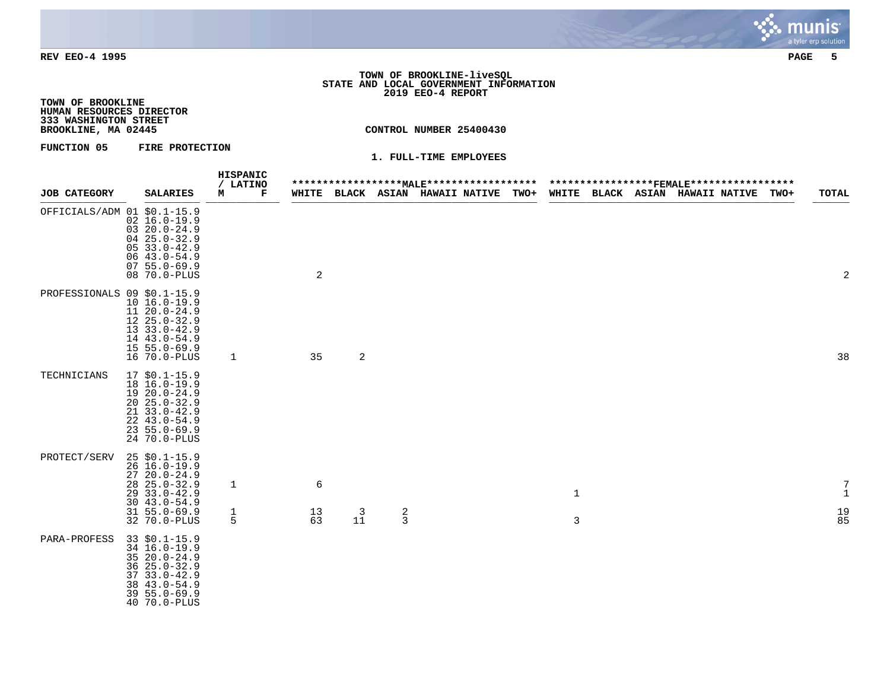**TOWN OF BROOKLINE-liveSQL**
**STATE AND LOCAL GOVERNMENT INFORMATION**
**2019 EEO-4 REPORT**

**TOWN OF BROOKLINE**
**HUMAN RESOURCES DIRECTOR**
**333 WASHINGTON STREET**
**BROOKLINE, MA 02445**

**CONTROL NUMBER 25400430**

**FUNCTION 05 FIRE PROTECTION**

**1. FULL-TIME EMPLOYEES**

| JOB CATEGORY | SALARIES | HISPANIC / LATINO M | HISPANIC / LATINO F | MALE WHITE | MALE BLACK | MALE ASIAN | MALE HAWAII NATIVE | MALE TWO+ | FEMALE WHITE | FEMALE BLACK | FEMALE ASIAN | FEMALE HAWAII NATIVE | FEMALE TWO+ | TOTAL |
|---|---|---|---|---|---|---|---|---|---|---|---|---|---|---|
| OFFICIALS/ADM | 01 $0.1-15.9 | | | | | | | | | | | | | |
| | 02 16.0-19.9 | | | | | | | | | | | | | |
| | 03 20.0-24.9 | | | | | | | | | | | | | |
| | 04 25.0-32.9 | | | | | | | | | | | | | |
| | 05 33.0-42.9 | | | | | | | | | | | | | |
| | 06 43.0-54.9 | | | | | | | | | | | | | |
| | 07 55.0-69.9 | | | | | | | | | | | | | |
| | 08 70.0-PLUS | | | 2 | | | | | | | | | | 2 |
| PROFESSIONALS | 09 $0.1-15.9 | | | | | | | | | | | | | |
| | 10 16.0-19.9 | | | | | | | | | | | | | |
| | 11 20.0-24.9 | | | | | | | | | | | | | |
| | 12 25.0-32.9 | | | | | | | | | | | | | |
| | 13 33.0-42.9 | | | | | | | | | | | | | |
| | 14 43.0-54.9 | | | | | | | | | | | | | |
| | 15 55.0-69.9 | | | | | | | | | | | | | |
| | 16 70.0-PLUS | 1 | | 35 | 2 | | | | | | | | | 38 |
| TECHNICIANS | 17 $0.1-15.9 | | | | | | | | | | | | | |
| | 18 16.0-19.9 | | | | | | | | | | | | | |
| | 19 20.0-24.9 | | | | | | | | | | | | | |
| | 20 25.0-32.9 | | | | | | | | | | | | | |
| | 21 33.0-42.9 | | | | | | | | | | | | | |
| | 22 43.0-54.9 | | | | | | | | | | | | | |
| | 23 55.0-69.9 | | | | | | | | | | | | | |
| | 24 70.0-PLUS | | | | | | | | | | | | | |
| PROTECT/SERV | 25 $0.1-15.9 | | | | | | | | | | | | | |
| | 26 16.0-19.9 | | | | | | | | | | | | | |
| | 27 20.0-24.9 | | | | | | | | | | | | | |
| | 28 25.0-32.9 | 1 | | 6 | | | | | | | | | | 7 |
| | 29 33.0-42.9 | | | | | | | | 1 | | | | | 1 |
| | 30 43.0-54.9 | | | | | | | | | | | | | |
| | 31 55.0-69.9 | 1 | | 13 | 3 | 2 | | | | | | | | 19 |
| | 32 70.0-PLUS | 5 | | 63 | 11 | 3 | | | 3 | | | | | 85 |
| PARA-PROFESS | 33 $0.1-15.9 | | | | | | | | | | | | | |
| | 34 16.0-19.9 | | | | | | | | | | | | | |
| | 35 20.0-24.9 | | | | | | | | | | | | | |
| | 36 25.0-32.9 | | | | | | | | | | | | | |
| | 37 33.0-42.9 | | | | | | | | | | | | | |
| | 38 43.0-54.9 | | | | | | | | | | | | | |
| | 39 55.0-69.9 | | | | | | | | | | | | | |
| | 40 70.0-PLUS | | | | | | | | | | | | | |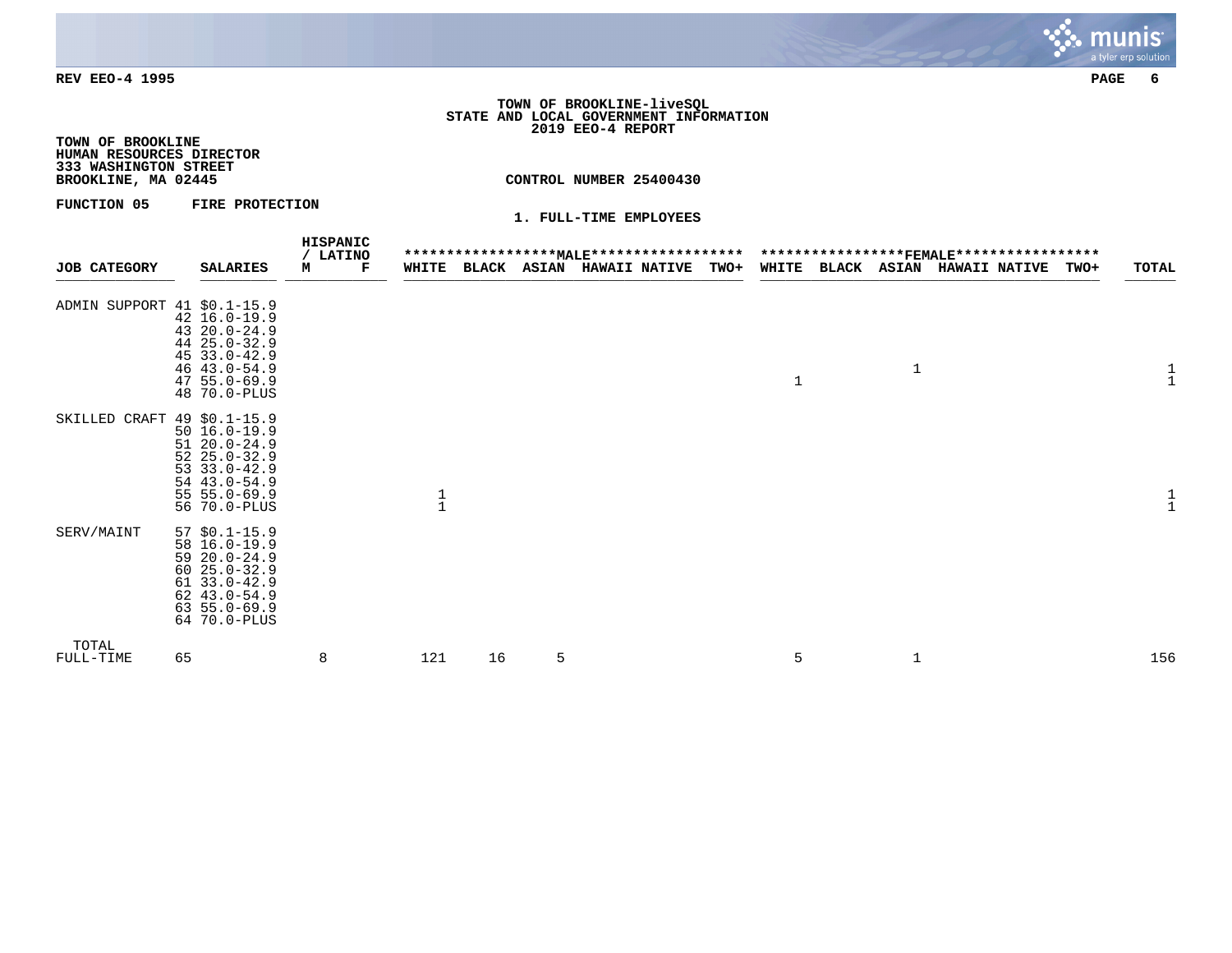**TOWN OF BROOKLINE-liveSQL**
**STATE AND LOCAL GOVERNMENT INFORMATION**
**2019 EEO-4 REPORT**

**TOWN OF BROOKLINE**
**HUMAN RESOURCES DIRECTOR**
**333 WASHINGTON STREET**
**BROOKLINE, MA 02445**

**CONTROL NUMBER 25400430**

**FUNCTION 05 FIRE PROTECTION**

**1. FULL-TIME EMPLOYEES**

| JOB CATEGORY | SALARIES | HISPANIC / LATINO | | MALE | | | | | FEMALE | | | | | TOTAL |
|---|---|---|---|---|---|---|---|---|---|---|---|---|---|---|
| | | M | F | WHITE | BLACK | ASIAN | HAWAII NATIVE | TWO+ | WHITE | BLACK | ASIAN | HAWAII NATIVE | TWO+ | |
| ADMIN SUPPORT | 41 $0.1-15.9 | | | | | | | | | | | | | |
| | 42 16.0-19.9 | | | | | | | | | | | | | |
| | 43 20.0-24.9 | | | | | | | | | | | | | |
| | 44 25.0-32.9 | | | | | | | | | | | | | |
| | 45 33.0-42.9 | | | | | | | | | | | | | |
| | 46 43.0-54.9 | | | | | | | | | | 1 | | | 1 |
| | 47 55.0-69.9 | | | | | | | | 1 | | | | | 1 |
| | 48 70.0-PLUS | | | | | | | | | | | | | |
| SKILLED CRAFT | 49 $0.1-15.9 | | | | | | | | | | | | | |
| | 50 16.0-19.9 | | | | | | | | | | | | | |
| | 51 20.0-24.9 | | | | | | | | | | | | | |
| | 52 25.0-32.9 | | | | | | | | | | | | | |
| | 53 33.0-42.9 | | | | | | | | | | | | | |
| | 54 43.0-54.9 | | | | | | | | | | | | | |
| | 55 55.0-69.9 | | | 1 | | | | | | | | | | 1 |
| | 56 70.0-PLUS | | | 1 | | | | | | | | | | 1 |
| SERV/MAINT | 57 $0.1-15.9 | | | | | | | | | | | | | |
| | 58 16.0-19.9 | | | | | | | | | | | | | |
| | 59 20.0-24.9 | | | | | | | | | | | | | |
| | 60 25.0-32.9 | | | | | | | | | | | | | |
| | 61 33.0-42.9 | | | | | | | | | | | | | |
| | 62 43.0-54.9 | | | | | | | | | | | | | |
| | 63 55.0-69.9 | | | | | | | | | | | | | |
| | 64 70.0-PLUS | | | | | | | | | | | | | |
| TOTAL FULL-TIME | 65 | 8 | | 121 | 16 | 5 | | | 5 | | 1 | | | 156 |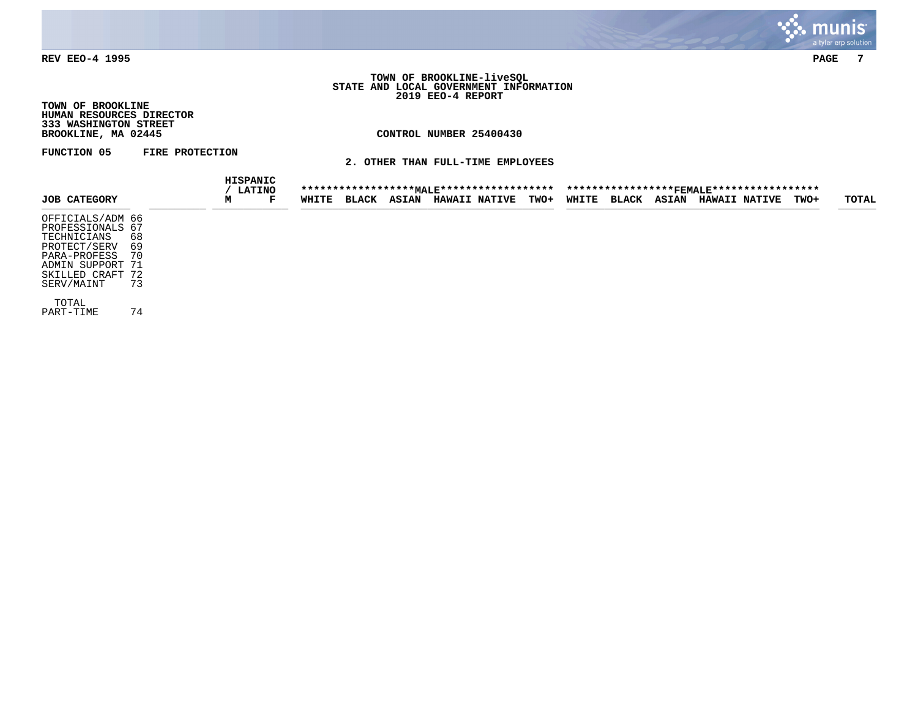REV EEO-4 1995

**TOWN OF BROOKLINE-liveSQL**
**STATE AND LOCAL GOVERNMENT INFORMATION**
**2019 EEO-4 REPORT**

**TOWN OF BROOKLINE**
**HUMAN RESOURCES DIRECTOR**
**333 WASHINGTON STREET**
**BROOKLINE, MA 02445**

**CONTROL NUMBER 25400430**

**FUNCTION 05 FIRE PROTECTION**

**2. OTHER THAN FULL-TIME EMPLOYEES**

| JOB CATEGORY | | HISPANIC / LATINO M | HISPANIC / LATINO F | MALE WHITE | MALE BLACK | MALE ASIAN | MALE HAWAII | MALE NATIVE | MALE TWO+ | FEMALE WHITE | FEMALE BLACK | FEMALE ASIAN | FEMALE HAWAII | FEMALE NATIVE | FEMALE TWO+ | TOTAL |
|---|---|---|---|---|---|---|---|---|---|---|---|---|---|---|---|---|
| OFFICIALS/ADM | 66 | | | | | | | | | | | | | | | |
| PROFESSIONALS | 67 | | | | | | | | | | | | | | | |
| TECHNICIANS | 68 | | | | | | | | | | | | | | | |
| PROTECT/SERV | 69 | | | | | | | | | | | | | | | |
| PARA-PROFESS | 70 | | | | | | | | | | | | | | | |
| ADMIN SUPPORT | 71 | | | | | | | | | | | | | | | |
| SKILLED CRAFT | 72 | | | | | | | | | | | | | | | |
| SERV/MAINT | 73 | | | | | | | | | | | | | | | |
| TOTAL PART-TIME | 74 | | | | | | | | | | | | | | | |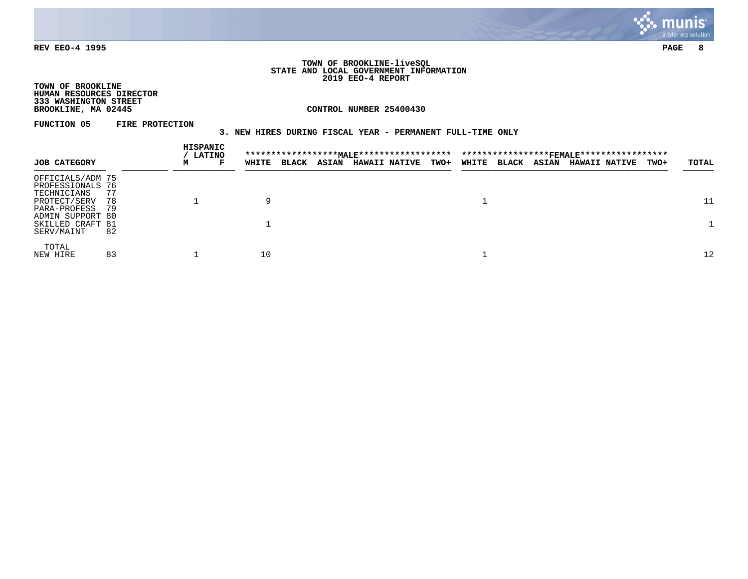REV EEO-4 1995

**TOWN OF BROOKLINE-liveSQL**
**STATE AND LOCAL GOVERNMENT INFORMATION**
**2019 EEO-4 REPORT**

**TOWN OF BROOKLINE**
**HUMAN RESOURCES DIRECTOR**
**333 WASHINGTON STREET**
**BROOKLINE, MA 02445**

**CONTROL NUMBER 25400430**

**FUNCTION 05 FIRE PROTECTION**

**3. NEW HIRES DURING FISCAL YEAR - PERMANENT FULL-TIME ONLY**

| JOB CATEGORY | | HISPANIC / LATINO M | HISPANIC / LATINO F | MALE WHITE | MALE BLACK | MALE ASIAN | MALE HAWAII NATIVE | MALE TWO+ | FEMALE WHITE | FEMALE BLACK | FEMALE ASIAN | FEMALE HAWAII NATIVE | FEMALE TWO+ | TOTAL |
|---|---|---|---|---|---|---|---|---|---|---|---|---|---|---|
| OFFICIALS/ADM | 75 | | | | | | | | | | | | | |
| PROFESSIONALS | 76 | | | | | | | | | | | | | |
| TECHNICIANS | 77 | | | | | | | | | | | | | |
| PROTECT/SERV | 78 | 1 | | 9 | | | | | 1 | | | | | 11 |
| PARA-PROFESS | 79 | | | | | | | | | | | | | |
| ADMIN SUPPORT | 80 | | | | | | | | | | | | | |
| SKILLED CRAFT | 81 | | | 1 | | | | | | | | | | 1 |
| SERV/MAINT | 82 | | | | | | | | | | | | | |
| TOTAL NEW HIRE | 83 | 1 | | 10 | | | | | 1 | | | | | 12 |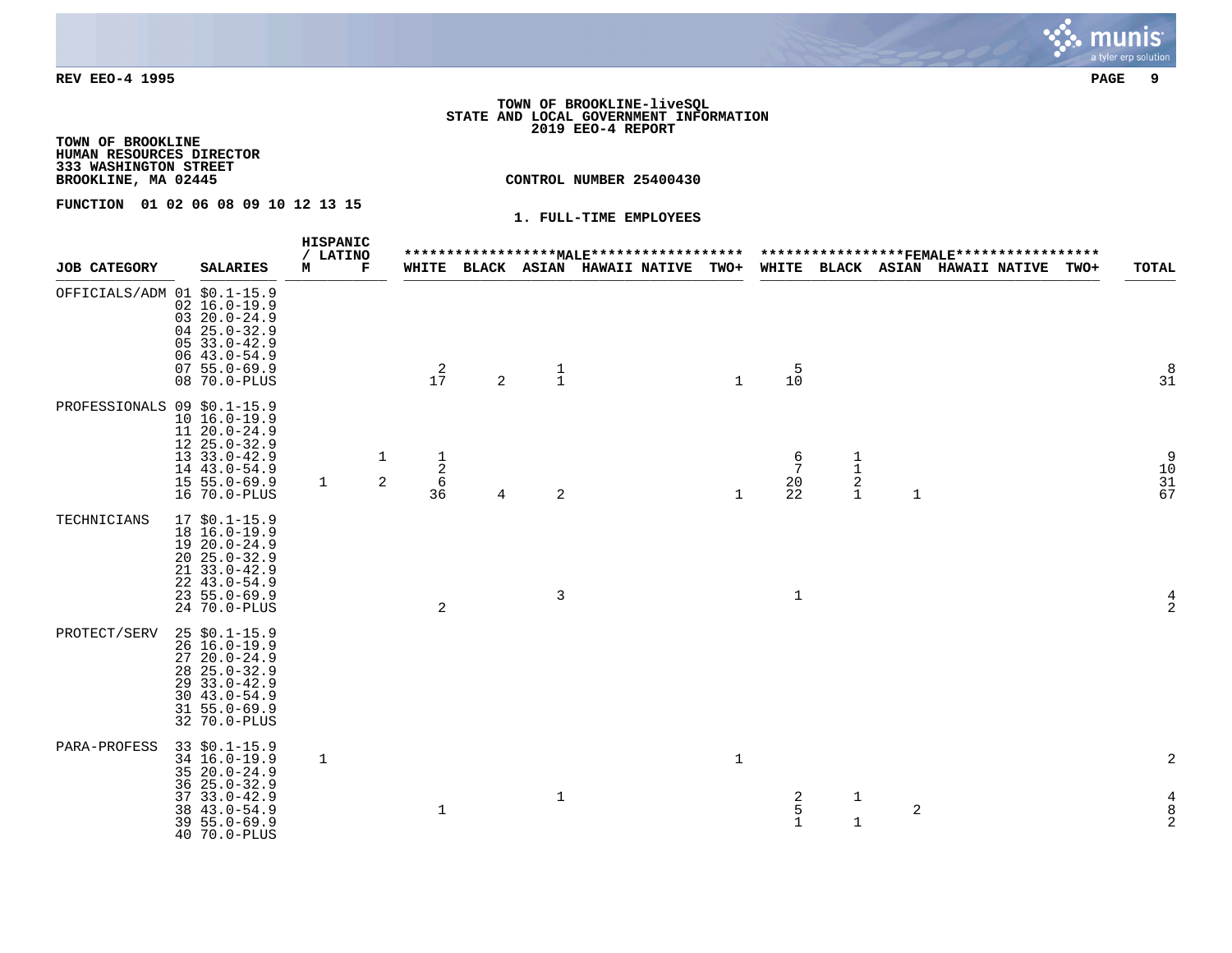REV EEO-4 1995

**TOWN OF BROOKLINE-liveSQL**
**STATE AND LOCAL GOVERNMENT INFORMATION**
**2019 EEO-4 REPORT**

TOWN OF BROOKLINE
HUMAN RESOURCES DIRECTOR
333 WASHINGTON STREET
BROOKLINE, MA 02445

CONTROL NUMBER 25400430

FUNCTION 01 02 06 08 09 10 12 13 15

**1. FULL-TIME EMPLOYEES**

| JOB CATEGORY | SALARIES | HISPANIC / LATINO | | MALE | | | | | FEMALE | | | | | TOTAL |
|---|---|---|---|---|---|---|---|---|---|---|---|---|---|---|
| | | M | F | WHITE | BLACK | ASIAN | HAWAII NATIVE | TWO+ | WHITE | BLACK | ASIAN | HAWAII NATIVE | TWO+ | |
| OFFICIALS/ADM | 01 $0.1-15.9 | | | | | | | | | | | | | |
| | 02 16.0-19.9 | | | | | | | | | | | | | |
| | 03 20.0-24.9 | | | | | | | | | | | | | |
| | 04 25.0-32.9 | | | | | | | | | | | | | |
| | 05 33.0-42.9 | | | | | | | | | | | | | |
| | 06 43.0-54.9 | | | | | | | | | | | | | |
| | 07 55.0-69.9 | | | 2 | | 1 | | | 5 | | | | | 8 |
| | 08 70.0-PLUS | | | 17 | 2 | 1 | | 1 | 10 | | | | | 31 |
| PROFESSIONALS | 09 $0.1-15.9 | | | | | | | | | | | | | |
| | 10 16.0-19.9 | | | | | | | | | | | | | |
| | 11 20.0-24.9 | | | | | | | | | | | | | |
| | 12 25.0-32.9 | | | | | | | | | | | | | |
| | 13 33.0-42.9 | | 1 | 1 | | | | | 6 | 1 | | | | 9 |
| | 14 43.0-54.9 | | | 2 | | | | | 7 | 1 | | | | 10 |
| | 15 55.0-69.9 | 1 | 2 | 6 | | | | | 20 | 2 | | | | 31 |
| | 16 70.0-PLUS | | | 36 | 4 | 2 | | 1 | 22 | 1 | 1 | | | 67 |
| TECHNICIANS | 17 $0.1-15.9 | | | | | | | | | | | | | |
| | 18 16.0-19.9 | | | | | | | | | | | | | |
| | 19 20.0-24.9 | | | | | | | | | | | | | |
| | 20 25.0-32.9 | | | | | | | | | | | | | |
| | 21 33.0-42.9 | | | | | | | | | | | | | |
| | 22 43.0-54.9 | | | | | | | | | | | | | |
| | 23 55.0-69.9 | | | | | 3 | | | 1 | | | | | 4 |
| | 24 70.0-PLUS | | | 2 | | | | | | | | | | 2 |
| PROTECT/SERV | 25 $0.1-15.9 | | | | | | | | | | | | | |
| | 26 16.0-19.9 | | | | | | | | | | | | | |
| | 27 20.0-24.9 | | | | | | | | | | | | | |
| | 28 25.0-32.9 | | | | | | | | | | | | | |
| | 29 33.0-42.9 | | | | | | | | | | | | | |
| | 30 43.0-54.9 | | | | | | | | | | | | | |
| | 31 55.0-69.9 | | | | | | | | | | | | | |
| | 32 70.0-PLUS | | | | | | | | | | | | | |
| PARA-PROFESS | 33 $0.1-15.9 | | | | | | | | | | | | | |
| | 34 16.0-19.9 | 1 | | | | | | 1 | | | | | | 2 |
| | 35 20.0-24.9 | | | | | | | | | | | | | |
| | 36 25.0-32.9 | | | | | | | | | | | | | |
| | 37 33.0-42.9 | | | | | 1 | | | 2 | 1 | | | | 4 |
| | 38 43.0-54.9 | | | 1 | | | | | 5 | | 2 | | | 8 |
| | 39 55.0-69.9 | | | | | | | | 1 | 1 | | | | 2 |
| | 40 70.0-PLUS | | | | | | | | | | | | | |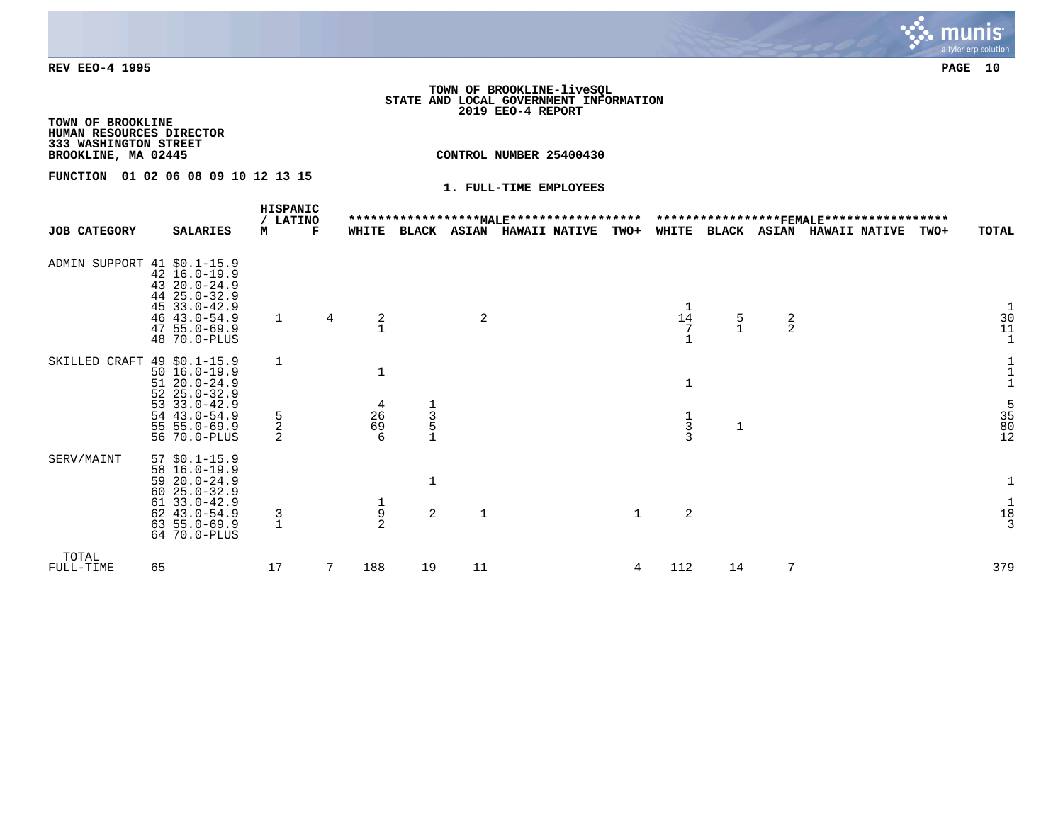REV EEO-4 1995

**TOWN OF BROOKLINE-liveSQL**
**STATE AND LOCAL GOVERNMENT INFORMATION**
**2019 EEO-4 REPORT**

**TOWN OF BROOKLINE**
**HUMAN RESOURCES DIRECTOR**
**333 WASHINGTON STREET**
**BROOKLINE, MA 02445**

**CONTROL NUMBER 25400430**

**FUNCTION 01 02 06 08 09 10 12 13 15**

**1. FULL-TIME EMPLOYEES**

| JOB CATEGORY | SALARIES | HISPANIC / LATINO M | HISPANIC / LATINO F | MALE WHITE | MALE BLACK | MALE ASIAN | MALE HAWAII NATIVE | MALE TWO+ | FEMALE WHITE | FEMALE BLACK | FEMALE ASIAN | FEMALE HAWAII NATIVE | FEMALE TWO+ | TOTAL |
|---|---|---|---|---|---|---|---|---|---|---|---|---|---|---|
| ADMIN SUPPORT | 41 $0.1-15.9 | | | | | | | | | | | | | |
| | 42 16.0-19.9 | | | | | | | | | | | | | |
| | 43 20.0-24.9 | | | | | | | | | | | | | |
| | 44 25.0-32.9 | | | | | | | | | | | | | |
| | 45 33.0-42.9 | | | | | | | | 1 | | | | | 1 |
| | 46 43.0-54.9 | 1 | 4 | 2 | | 2 | | | 14 | 5 | 2 | | | 30 |
| | 47 55.0-69.9 | | | 1 | | | | | 7 | 1 | 2 | | | 11 |
| | 48 70.0-PLUS | | | | | | | | 1 | | | | | 1 |
| SKILLED CRAFT | 49 $0.1-15.9 | 1 | | | | | | | | | | | | 1 |
| | 50 16.0-19.9 | | | 1 | | | | | | | | | | 1 |
| | 51 20.0-24.9 | | | | | | | | 1 | | | | | 1 |
| | 52 25.0-32.9 | | | | | | | | | | | | | |
| | 53 33.0-42.9 | | | 4 | 1 | | | | | | | | | 5 |
| | 54 43.0-54.9 | 5 | | 26 | 3 | | | | 1 | | | | | 35 |
| | 55 55.0-69.9 | 2 | | 69 | 5 | | | | 3 | 1 | | | | 80 |
| | 56 70.0-PLUS | 2 | | 6 | 1 | | | | 3 | | | | | 12 |
| SERV/MAINT | 57 $0.1-15.9 | | | | | | | | | | | | | |
| | 58 16.0-19.9 | | | | | | | | | | | | | |
| | 59 20.0-24.9 | | | | 1 | | | | | | | | | 1 |
| | 60 25.0-32.9 | | | | | | | | | | | | | |
| | 61 33.0-42.9 | | | 1 | | | | | | | | | | 1 |
| | 62 43.0-54.9 | 3 | | 9 | 2 | 1 | | 1 | 2 | | | | | 18 |
| | 63 55.0-69.9 | 1 | | 2 | | | | | | | | | | 3 |
| | 64 70.0-PLUS | | | | | | | | | | | | | |
| TOTAL FULL-TIME | 65 | 17 | 7 | 188 | 19 | 11 | | 4 | 112 | 14 | 7 | | | 379 |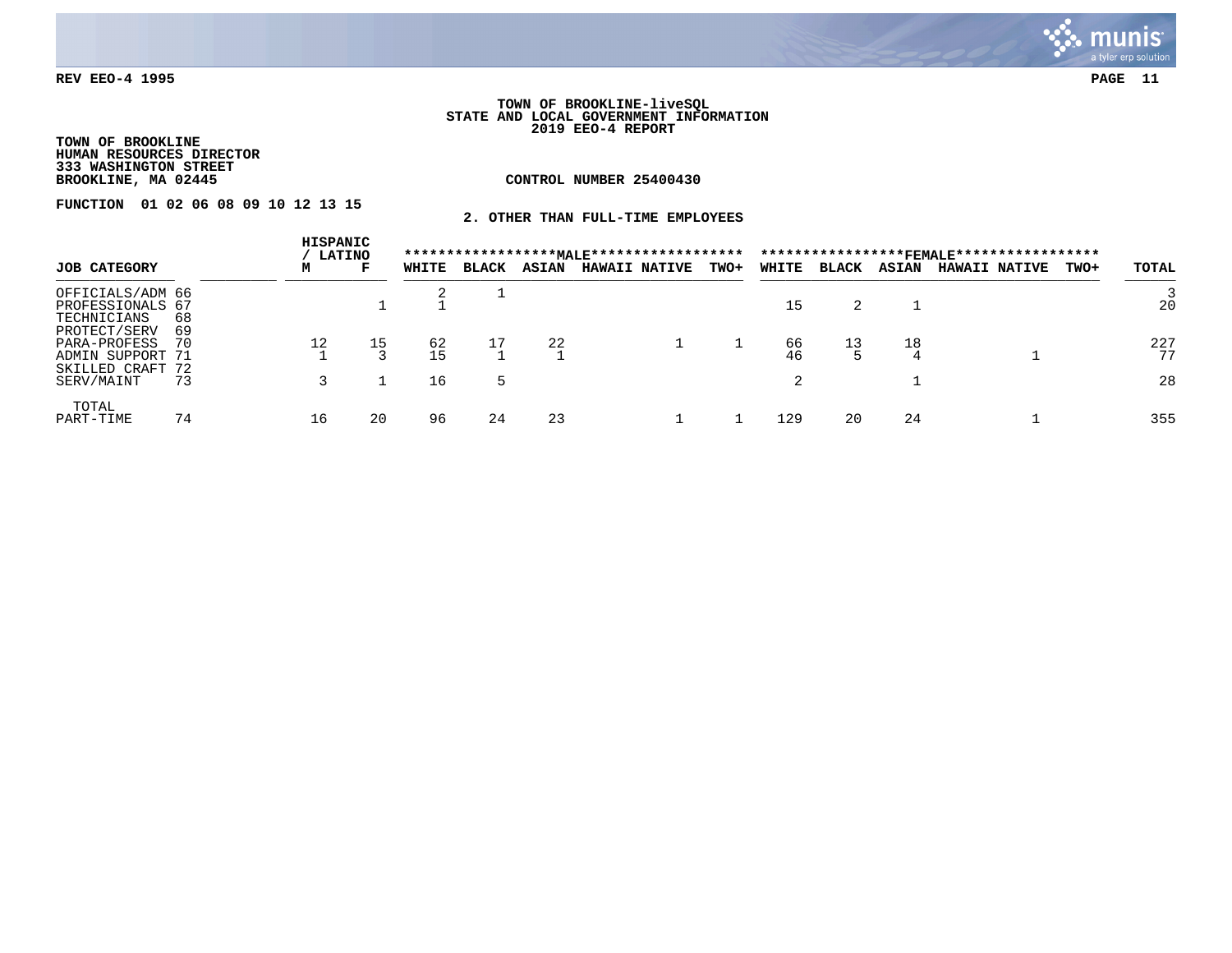REV EEO-4 1995

**TOWN OF BROOKLINE-liveSQL**
**STATE AND LOCAL GOVERNMENT INFORMATION**
**2019 EEO-4 REPORT**

**TOWN OF BROOKLINE**
**HUMAN RESOURCES DIRECTOR**
**333 WASHINGTON STREET**
**BROOKLINE, MA 02445**

**CONTROL NUMBER 25400430**

**FUNCTION 01 02 06 08 09 10 12 13 15**

**2. OTHER THAN FULL-TIME EMPLOYEES**

| JOB CATEGORY | | HISPANIC / LATINO | | MALE | | | | | FEMALE | | | | | TOTAL |
|---|---|---|---|---|---|---|---|---|---|---|---|---|---|---|
| | | M | F | WHITE | BLACK | ASIAN | HAWAII NATIVE | TWO+ | WHITE | BLACK | ASIAN | HAWAII NATIVE | TWO+ | |
| OFFICIALS/ADM | 66 | | | 2 | 1 | | | | | | | | | 3 |
| PROFESSIONALS | 67 | | 1 | 1 | | | | | 15 | 2 | 1 | | | 20 |
| TECHNICIANS | 68 | | | | | | | | | | | | | |
| PROTECT/SERV | 69 | | | | | | | | | | | | | |
| PARA-PROFESS | 70 | 12 | 15 | 62 | 17 | 22 | 1 | 1 | 66 | 13 | 18 | | | 227 |
| ADMIN SUPPORT | 71 | 1 | 3 | 15 | 1 | 1 | | | 46 | 5 | 4 | 1 | | 77 |
| SKILLED CRAFT | 72 | | | | | | | | | | | | | |
| SERV/MAINT | 73 | 3 | 1 | 16 | 5 | | | | 2 | | 1 | | | 28 |
| TOTAL PART-TIME | 74 | 16 | 20 | 96 | 24 | 23 | 1 | 1 | 129 | 20 | 24 | 1 | | 355 |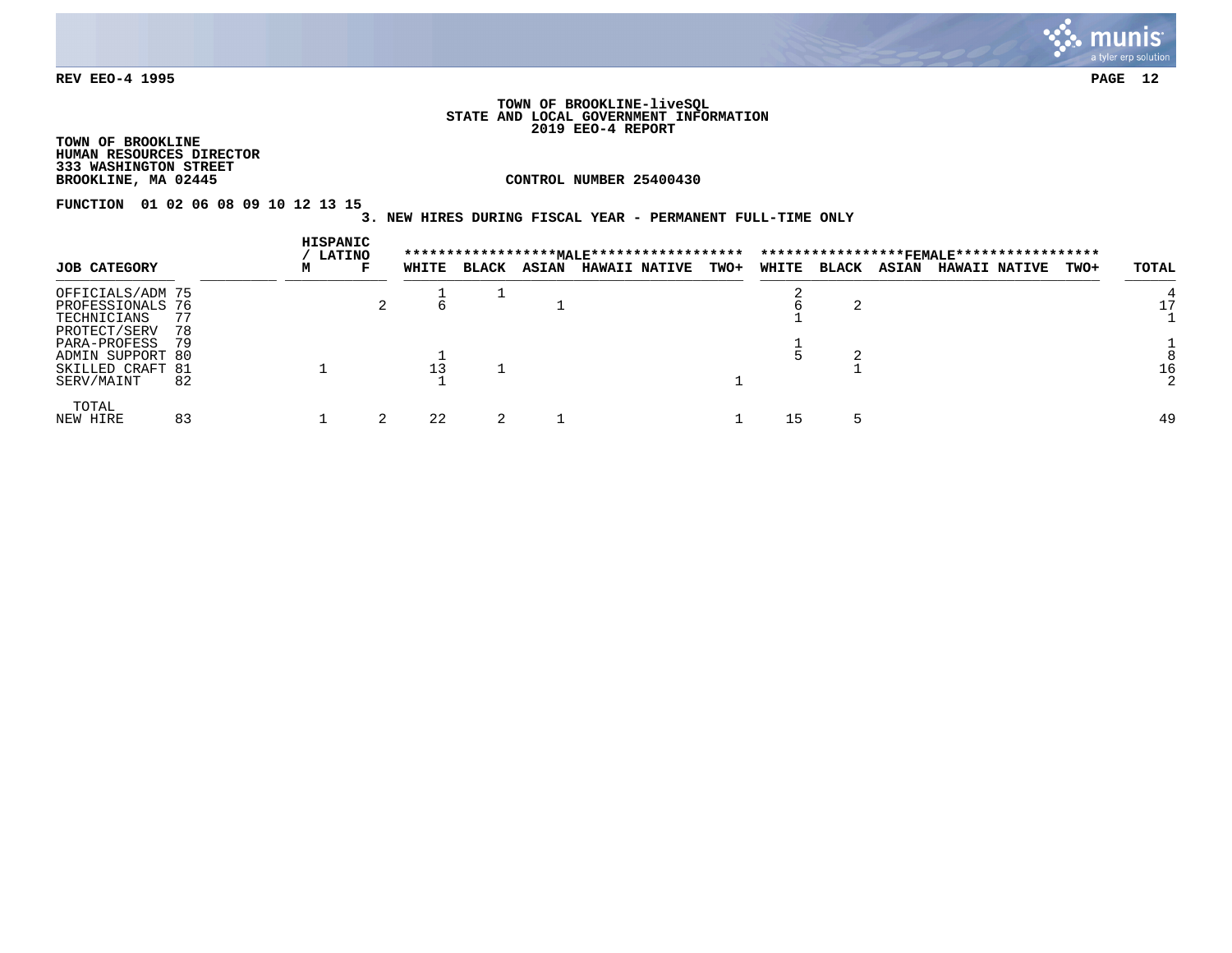REV EEO-4 1995

TOWN OF BROOKLINE-liveSQL
STATE AND LOCAL GOVERNMENT INFORMATION
2019 EEO-4 REPORT

TOWN OF BROOKLINE
HUMAN RESOURCES DIRECTOR
333 WASHINGTON STREET
BROOKLINE, MA 02445

CONTROL NUMBER 25400430

FUNCTION 01 02 06 08 09 10 12 13 15

3. NEW HIRES DURING FISCAL YEAR - PERMANENT FULL-TIME ONLY

| JOB CATEGORY | | HISPANIC / LATINO M | HISPANIC / LATINO F | MALE WHITE | MALE BLACK | MALE ASIAN | MALE HAWAII NATIVE | MALE TWO+ | FEMALE WHITE | FEMALE BLACK | FEMALE ASIAN | FEMALE HAWAII NATIVE | FEMALE TWO+ | TOTAL |
|---|---|---|---|---|---|---|---|---|---|---|---|---|---|---|
| OFFICIALS/ADM | 75 | | | 1 | 1 | | | | 2 | | | | | 4 |
| PROFESSIONALS | 76 | | 2 | 6 | | 1 | | | 6 | 2 | | | | 17 |
| TECHNICIANS | 77 | | | | | | | | 1 | | | | | 1 |
| PROTECT/SERV | 78 | | | | | | | | | | | | | |
| PARA-PROFESS | 79 | | | | | | | | 1 | | | | | 1 |
| ADMIN SUPPORT | 80 | | | 1 | | | | | 5 | 2 | | | | 8 |
| SKILLED CRAFT | 81 | 1 | | 13 | 1 | | | | | 1 | | | | 16 |
| SERV/MAINT | 82 | | | 1 | | | | 1 | | | | | | 2 |
| TOTAL NEW HIRE | 83 | 1 | 2 | 22 | 2 | 1 | | 1 | 15 | 5 | | | | 49 |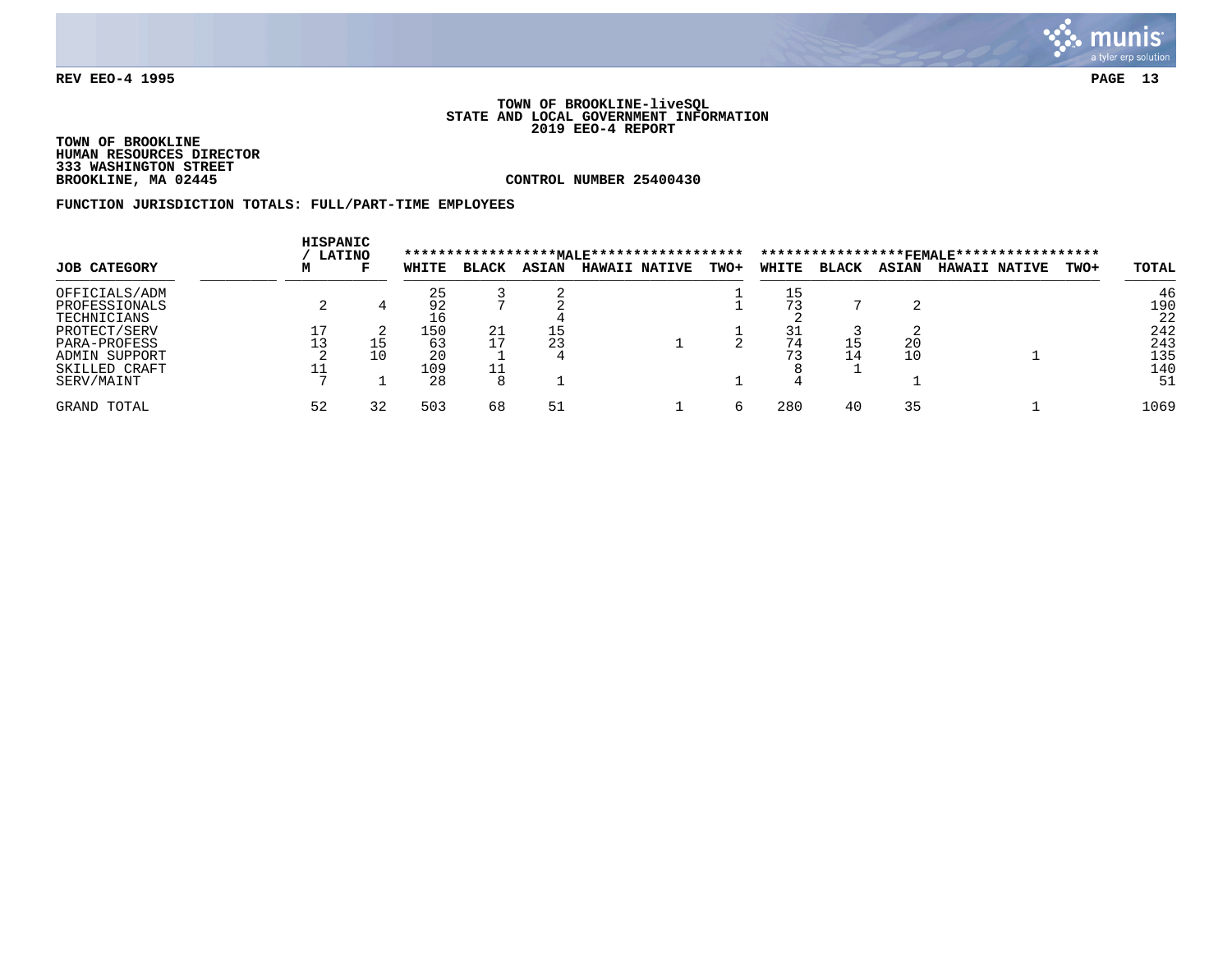REV EEO-4 1995

**TOWN OF BROOKLINE-liveSQL**
**STATE AND LOCAL GOVERNMENT INFORMATION**
**2019 EEO-4 REPORT**

**TOWN OF BROOKLINE**
**HUMAN RESOURCES DIRECTOR**
**333 WASHINGTON STREET**
**BROOKLINE, MA 02445**

**CONTROL NUMBER 25400430**

**FUNCTION JURISDICTION TOTALS: FULL/PART-TIME EMPLOYEES**

| JOB CATEGORY | HISPANIC / LATINO M | HISPANIC / LATINO F | MALE WHITE | MALE BLACK | MALE ASIAN | MALE HAWAII NATIVE | MALE TWO+ | FEMALE WHITE | FEMALE BLACK | FEMALE ASIAN | FEMALE HAWAII NATIVE | FEMALE TWO+ | TOTAL |
|---|---|---|---|---|---|---|---|---|---|---|---|---|---|
| OFFICIALS/ADM | | | 25 | 3 | 2 | | 1 | 15 | | | | | 46 |
| PROFESSIONALS | 2 | 4 | 92 | 7 | 2 | | 1 | 73 | 7 | 2 | | | 190 |
| TECHNICIANS | | | 16 | | 4 | | | 2 | | | | | 22 |
| PROTECT/SERV | 17 | 2 | 150 | 21 | 15 | | 1 | 31 | 3 | 2 | | | 242 |
| PARA-PROFESS | 13 | 15 | 63 | 17 | 23 | 1 | 2 | 74 | 15 | 20 | | | 243 |
| ADMIN SUPPORT | 2 | 10 | 20 | 1 | 4 | | | 73 | 14 | 10 | 1 | | 135 |
| SKILLED CRAFT | 11 | | 109 | 11 | | | | 8 | 1 | | | | 140 |
| SERV/MAINT | 7 | 1 | 28 | 8 | 1 | | 1 | 4 | | 1 | | | 51 |
| GRAND TOTAL | 52 | 32 | 503 | 68 | 51 | 1 | 6 | 280 | 40 | 35 | 1 | | 1069 |